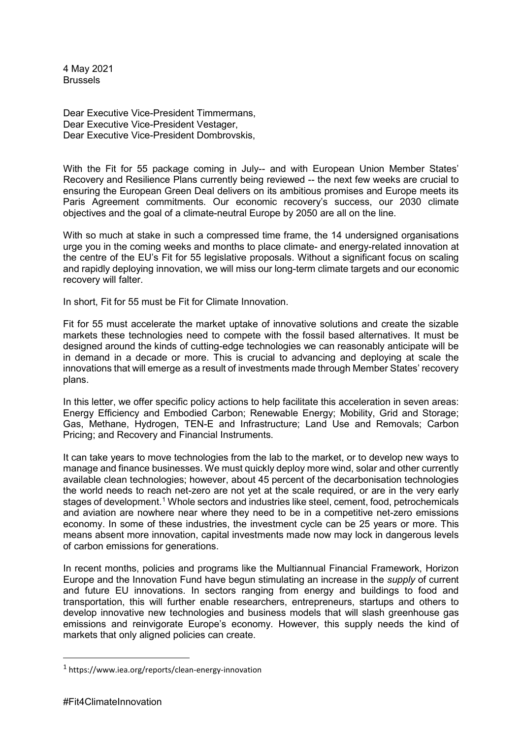4 May 2021
Brussels

Dear Executive Vice-President Timmermans,
Dear Executive Vice-President Vestager,
Dear Executive Vice-President Dombrovskis,

With the Fit for 55 package coming in July-- and with European Union Member States' Recovery and Resilience Plans currently being reviewed -- the next few weeks are crucial to ensuring the European Green Deal delivers on its ambitious promises and Europe meets its Paris Agreement commitments. Our economic recovery's success, our 2030 climate objectives and the goal of a climate-neutral Europe by 2050 are all on the line.

With so much at stake in such a compressed time frame, the 14 undersigned organisations urge you in the coming weeks and months to place climate- and energy-related innovation at the centre of the EU's Fit for 55 legislative proposals. Without a significant focus on scaling and rapidly deploying innovation, we will miss our long-term climate targets and our economic recovery will falter.

In short, Fit for 55 must be Fit for Climate Innovation.

Fit for 55 must accelerate the market uptake of innovative solutions and create the sizable markets these technologies need to compete with the fossil based alternatives. It must be designed around the kinds of cutting-edge technologies we can reasonably anticipate will be in demand in a decade or more. This is crucial to advancing and deploying at scale the innovations that will emerge as a result of investments made through Member States' recovery plans.

In this letter, we offer specific policy actions to help facilitate this acceleration in seven areas: Energy Efficiency and Embodied Carbon; Renewable Energy; Mobility, Grid and Storage; Gas, Methane, Hydrogen, TEN-E and Infrastructure; Land Use and Removals; Carbon Pricing; and Recovery and Financial Instruments.

It can take years to move technologies from the lab to the market, or to develop new ways to manage and finance businesses. We must quickly deploy more wind, solar and other currently available clean technologies; however, about 45 percent of the decarbonisation technologies the world needs to reach net-zero are not yet at the scale required, or are in the very early stages of development.[1] Whole sectors and industries like steel, cement, food, petrochemicals and aviation are nowhere near where they need to be in a competitive net-zero emissions economy. In some of these industries, the investment cycle can be 25 years or more. This means absent more innovation, capital investments made now may lock in dangerous levels of carbon emissions for generations.

In recent months, policies and programs like the Multiannual Financial Framework, Horizon Europe and the Innovation Fund have begun stimulating an increase in the *supply* of current and future EU innovations. In sectors ranging from energy and buildings to food and transportation, this will further enable researchers, entrepreneurs, startups and others to develop innovative new technologies and business models that will slash greenhouse gas emissions and reinvigorate Europe's economy. However, this supply needs the kind of markets that only aligned policies can create.

[1] https://www.iea.org/reports/clean-energy-innovation

#Fit4ClimateInnovation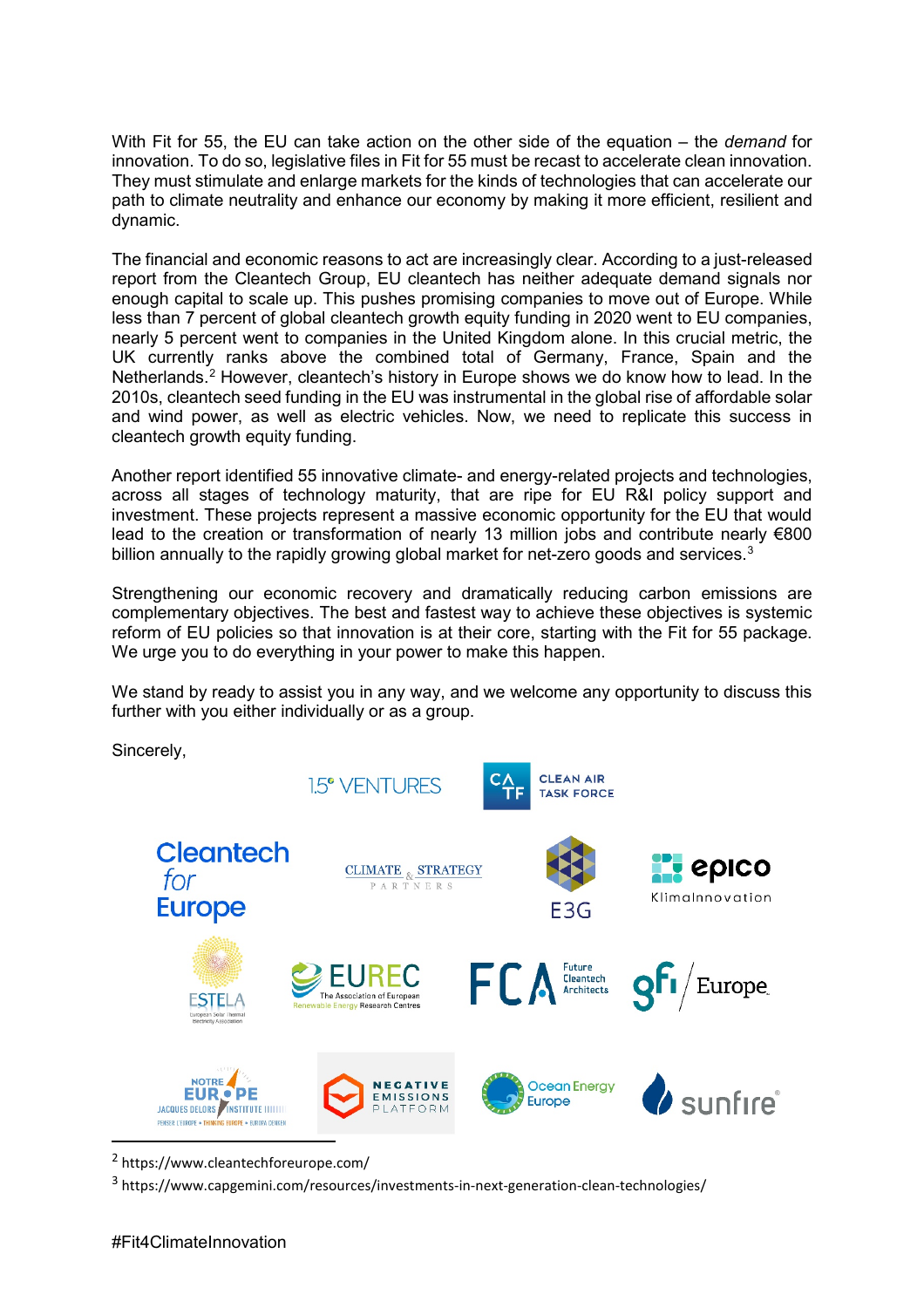With Fit for 55, the EU can take action on the other side of the equation – the *demand* for innovation. To do so, legislative files in Fit for 55 must be recast to accelerate clean innovation. They must stimulate and enlarge markets for the kinds of technologies that can accelerate our path to climate neutrality and enhance our economy by making it more efficient, resilient and dynamic.

The financial and economic reasons to act are increasingly clear. According to a just-released report from the Cleantech Group, EU cleantech has neither adequate demand signals nor enough capital to scale up. This pushes promising companies to move out of Europe. While less than 7 percent of global cleantech growth equity funding in 2020 went to EU companies, nearly 5 percent went to companies in the United Kingdom alone. In this crucial metric, the UK currently ranks above the combined total of Germany, France, Spain and the Netherlands.[2] However, cleantech's history in Europe shows we do know how to lead. In the 2010s, cleantech seed funding in the EU was instrumental in the global rise of affordable solar and wind power, as well as electric vehicles. Now, we need to replicate this success in cleantech growth equity funding.

Another report identified 55 innovative climate- and energy-related projects and technologies, across all stages of technology maturity, that are ripe for EU R&I policy support and investment. These projects represent a massive economic opportunity for the EU that would lead to the creation or transformation of nearly 13 million jobs and contribute nearly €800 billion annually to the rapidly growing global market for net-zero goods and services.[3]

Strengthening our economic recovery and dramatically reducing carbon emissions are complementary objectives. The best and fastest way to achieve these objectives is systemic reform of EU policies so that innovation is at their core, starting with the Fit for 55 package. We urge you to do everything in your power to make this happen.

We stand by ready to assist you in any way, and we welcome any opportunity to discuss this further with you either individually or as a group.

Sincerely,

1.5° VENTURES
CLEAN AIR TASK FORCE
Cleantech for Europe
CLIMATE & STRATEGY PARTNERS
E3G
epico KlimaInnovation
ESTELA
EUREC The Association of European Renewable Energy Research Centres
FCA Future Cleantech Architects
gfi Europe
NOTRE EUROPE JACQUES DELORS INSTITUTE
NEGATIVE EMISSIONS PLATFORM
Ocean Energy Europe
sunfire

---

[2] https://www.cleantechforeurope.com/

[3] https://www.capgemini.com/resources/investments-in-next-generation-clean-technologies/

#Fit4ClimateInnovation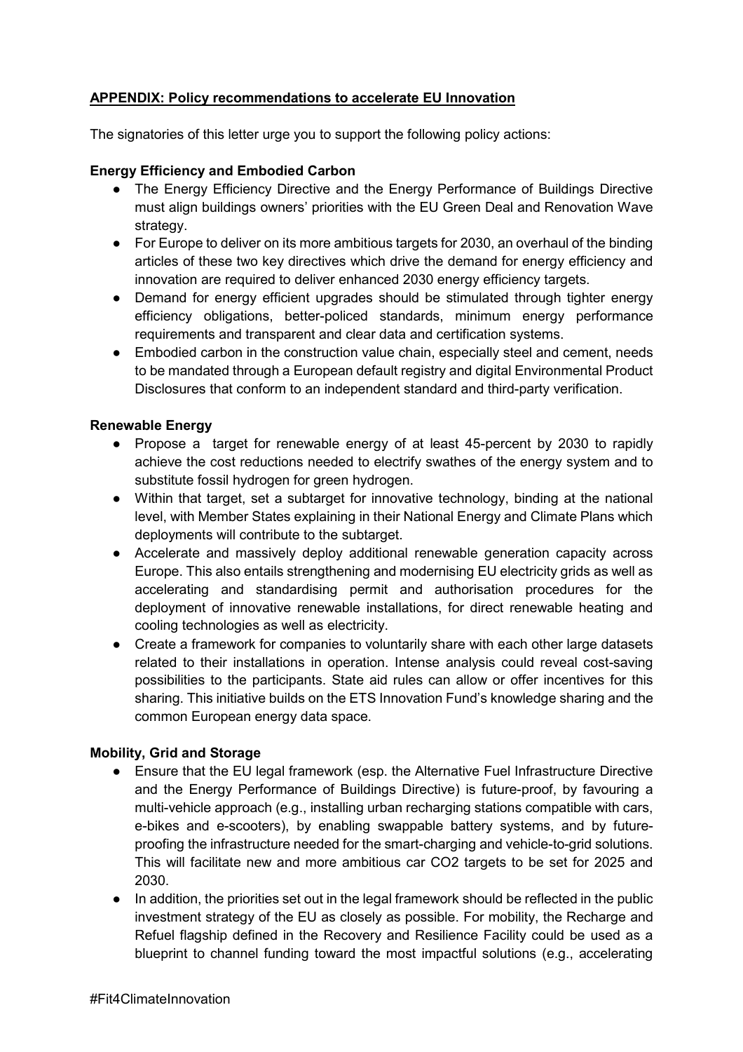**APPENDIX: Policy recommendations to accelerate EU Innovation**

The signatories of this letter urge you to support the following policy actions:

**Energy Efficiency and Embodied Carbon**

- The Energy Efficiency Directive and the Energy Performance of Buildings Directive must align buildings owners' priorities with the EU Green Deal and Renovation Wave strategy.
- For Europe to deliver on its more ambitious targets for 2030, an overhaul of the binding articles of these two key directives which drive the demand for energy efficiency and innovation are required to deliver enhanced 2030 energy efficiency targets.
- Demand for energy efficient upgrades should be stimulated through tighter energy efficiency obligations, better-policed standards, minimum energy performance requirements and transparent and clear data and certification systems.
- Embodied carbon in the construction value chain, especially steel and cement, needs to be mandated through a European default registry and digital Environmental Product Disclosures that conform to an independent standard and third-party verification.

**Renewable Energy**

- Propose a target for renewable energy of at least 45-percent by 2030 to rapidly achieve the cost reductions needed to electrify swathes of the energy system and to substitute fossil hydrogen for green hydrogen.
- Within that target, set a subtarget for innovative technology, binding at the national level, with Member States explaining in their National Energy and Climate Plans which deployments will contribute to the subtarget.
- Accelerate and massively deploy additional renewable generation capacity across Europe. This also entails strengthening and modernising EU electricity grids as well as accelerating and standardising permit and authorisation procedures for the deployment of innovative renewable installations, for direct renewable heating and cooling technologies as well as electricity.
- Create a framework for companies to voluntarily share with each other large datasets related to their installations in operation. Intense analysis could reveal cost-saving possibilities to the participants. State aid rules can allow or offer incentives for this sharing. This initiative builds on the ETS Innovation Fund's knowledge sharing and the common European energy data space.

**Mobility, Grid and Storage**

- Ensure that the EU legal framework (esp. the Alternative Fuel Infrastructure Directive and the Energy Performance of Buildings Directive) is future-proof, by favouring a multi-vehicle approach (e.g., installing urban recharging stations compatible with cars, e-bikes and e-scooters), by enabling swappable battery systems, and by future-proofing the infrastructure needed for the smart-charging and vehicle-to-grid solutions. This will facilitate new and more ambitious car $CO_2$ targets to be set for 2025 and 2030.
- In addition, the priorities set out in the legal framework should be reflected in the public investment strategy of the EU as closely as possible. For mobility, the Recharge and Refuel flagship defined in the Recovery and Resilience Facility could be used as a blueprint to channel funding toward the most impactful solutions (e.g., accelerating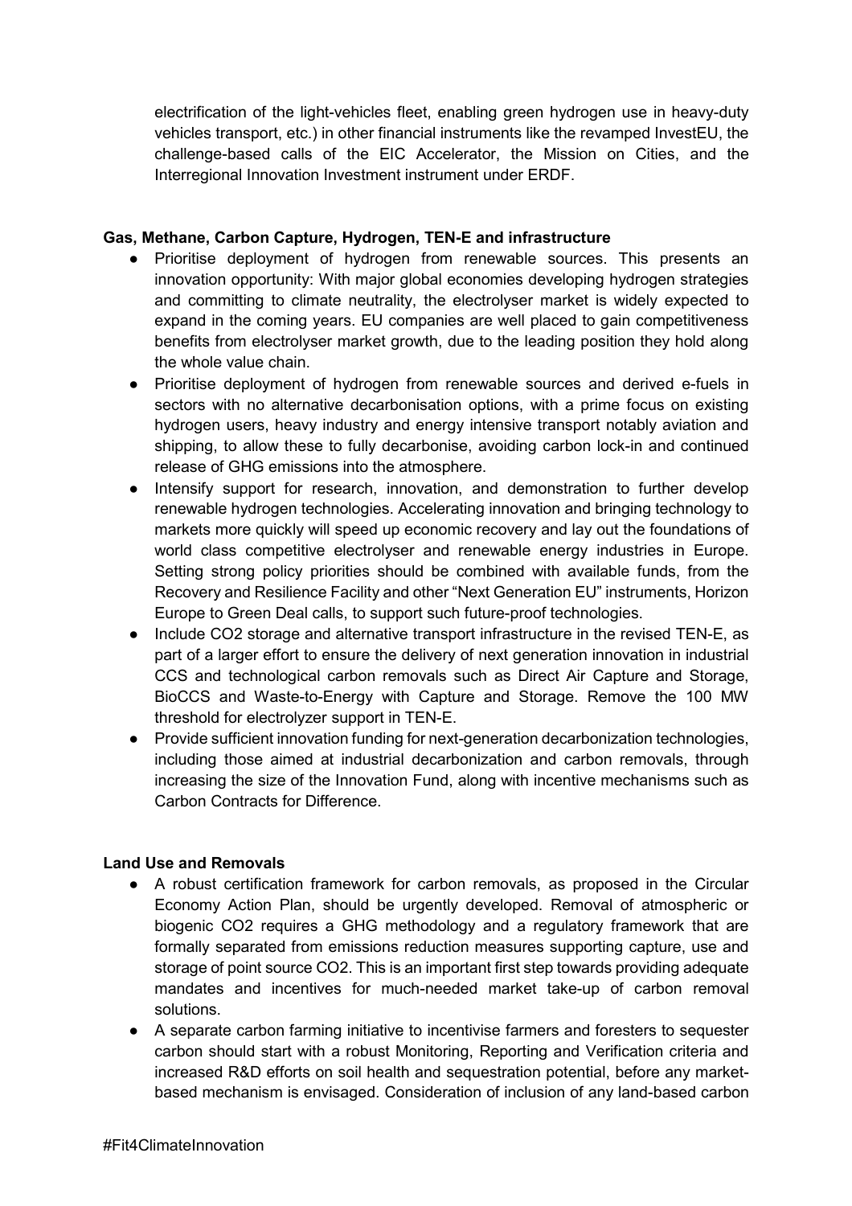electrification of the light-vehicles fleet, enabling green hydrogen use in heavy-duty vehicles transport, etc.) in other financial instruments like the revamped InvestEU, the challenge-based calls of the EIC Accelerator, the Mission on Cities, and the Interregional Innovation Investment instrument under ERDF.

**Gas, Methane, Carbon Capture, Hydrogen, TEN-E and infrastructure**

- Prioritise deployment of hydrogen from renewable sources. This presents an innovation opportunity: With major global economies developing hydrogen strategies and committing to climate neutrality, the electrolyser market is widely expected to expand in the coming years. EU companies are well placed to gain competitiveness benefits from electrolyser market growth, due to the leading position they hold along the whole value chain.
- Prioritise deployment of hydrogen from renewable sources and derived e-fuels in sectors with no alternative decarbonisation options, with a prime focus on existing hydrogen users, heavy industry and energy intensive transport notably aviation and shipping, to allow these to fully decarbonise, avoiding carbon lock-in and continued release of GHG emissions into the atmosphere.
- Intensify support for research, innovation, and demonstration to further develop renewable hydrogen technologies. Accelerating innovation and bringing technology to markets more quickly will speed up economic recovery and lay out the foundations of world class competitive electrolyser and renewable energy industries in Europe. Setting strong policy priorities should be combined with available funds, from the Recovery and Resilience Facility and other "Next Generation EU" instruments, Horizon Europe to Green Deal calls, to support such future-proof technologies.
- Include CO2 storage and alternative transport infrastructure in the revised TEN-E, as part of a larger effort to ensure the delivery of next generation innovation in industrial CCS and technological carbon removals such as Direct Air Capture and Storage, BioCCS and Waste-to-Energy with Capture and Storage. Remove the 100 MW threshold for electrolyzer support in TEN-E.
- Provide sufficient innovation funding for next-generation decarbonization technologies, including those aimed at industrial decarbonization and carbon removals, through increasing the size of the Innovation Fund, along with incentive mechanisms such as Carbon Contracts for Difference.

**Land Use and Removals**

- A robust certification framework for carbon removals, as proposed in the Circular Economy Action Plan, should be urgently developed. Removal of atmospheric or biogenic CO2 requires a GHG methodology and a regulatory framework that are formally separated from emissions reduction measures supporting capture, use and storage of point source CO2. This is an important first step towards providing adequate mandates and incentives for much-needed market take-up of carbon removal solutions.
- A separate carbon farming initiative to incentivise farmers and foresters to sequester carbon should start with a robust Monitoring, Reporting and Verification criteria and increased R&D efforts on soil health and sequestration potential, before any market-based mechanism is envisaged. Consideration of inclusion of any land-based carbon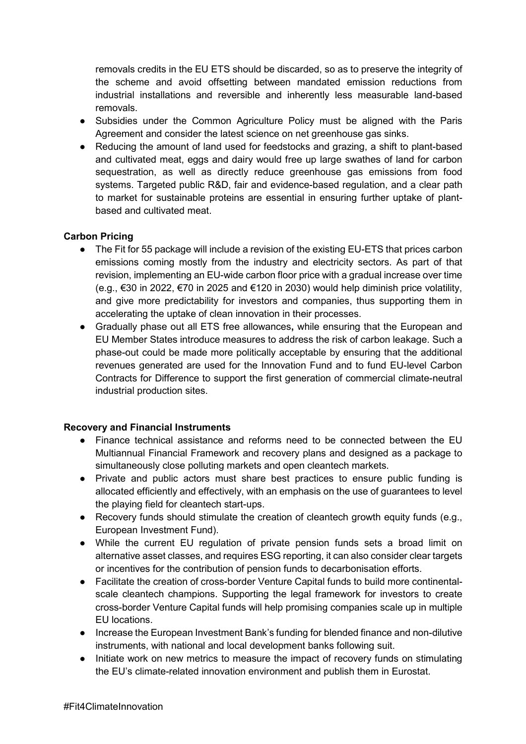removals credits in the EU ETS should be discarded, so as to preserve the integrity of the scheme and avoid offsetting between mandated emission reductions from industrial installations and reversible and inherently less measurable land-based removals.

- Subsidies under the Common Agriculture Policy must be aligned with the Paris Agreement and consider the latest science on net greenhouse gas sinks.
- Reducing the amount of land used for feedstocks and grazing, a shift to plant-based and cultivated meat, eggs and dairy would free up large swathes of land for carbon sequestration, as well as directly reduce greenhouse gas emissions from food systems. Targeted public R&D, fair and evidence-based regulation, and a clear path to market for sustainable proteins are essential in ensuring further uptake of plant-based and cultivated meat.

**Carbon Pricing**

- The Fit for 55 package will include a revision of the existing EU-ETS that prices carbon emissions coming mostly from the industry and electricity sectors. As part of that revision, implementing an EU-wide carbon floor price with a gradual increase over time (e.g., €30 in 2022, €70 in 2025 and €120 in 2030) would help diminish price volatility, and give more predictability for investors and companies, thus supporting them in accelerating the uptake of clean innovation in their processes.
- Gradually phase out all ETS free allowances**,** while ensuring that the European and EU Member States introduce measures to address the risk of carbon leakage. Such a phase-out could be made more politically acceptable by ensuring that the additional revenues generated are used for the Innovation Fund and to fund EU-level Carbon Contracts for Difference to support the first generation of commercial climate-neutral industrial production sites.

**Recovery and Financial Instruments**

- Finance technical assistance and reforms need to be connected between the EU Multiannual Financial Framework and recovery plans and designed as a package to simultaneously close polluting markets and open cleantech markets.
- Private and public actors must share best practices to ensure public funding is allocated efficiently and effectively, with an emphasis on the use of guarantees to level the playing field for cleantech start-ups.
- Recovery funds should stimulate the creation of cleantech growth equity funds (e.g., European Investment Fund).
- While the current EU regulation of private pension funds sets a broad limit on alternative asset classes, and requires ESG reporting, it can also consider clear targets or incentives for the contribution of pension funds to decarbonisation efforts.
- Facilitate the creation of cross-border Venture Capital funds to build more continental-scale cleantech champions. Supporting the legal framework for investors to create cross-border Venture Capital funds will help promising companies scale up in multiple EU locations.
- Increase the European Investment Bank's funding for blended finance and non-dilutive instruments, with national and local development banks following suit.
- Initiate work on new metrics to measure the impact of recovery funds on stimulating the EU's climate-related innovation environment and publish them in Eurostat.

#Fit4ClimateInnovation